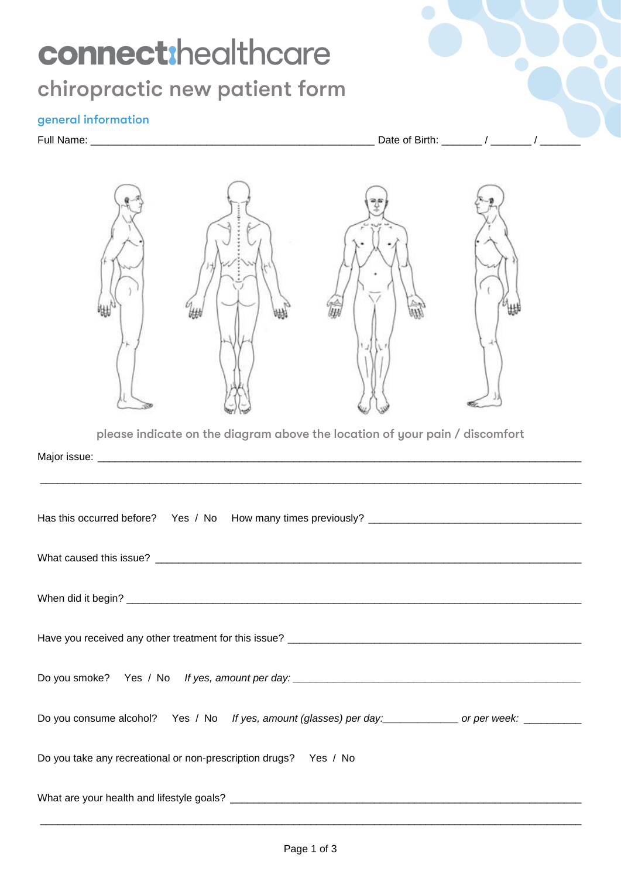# connect:healthcare

## chiropractic new patient form

### general information

Full Name: _______________________________________________ Date of Birth: _______ / _______ / _______

please indicate on the diagram above the location of your pain / discomfort

Major issue: ________________________________________________________________________________

________________________________________________________________________________________

Has this occurred before? Yes / No How many times previously? ____________________________________

What caused this issue? ___________________________________________________________________

When did it begin? _______________________________________________________________________

Have you received any other treatment for this issue? ____________________________________________

Do you smoke? Yes / No *If yes, amount per day:* ____________________________________________________

Do you consume alcohol? Yes / No *If yes, amount (glasses) per day:*_____________ *or per week:* __________

Do you take any recreational or non-prescription drugs? Yes / No

What are your health and lifestyle goals? ______________________________________________________

________________________________________________________________________________________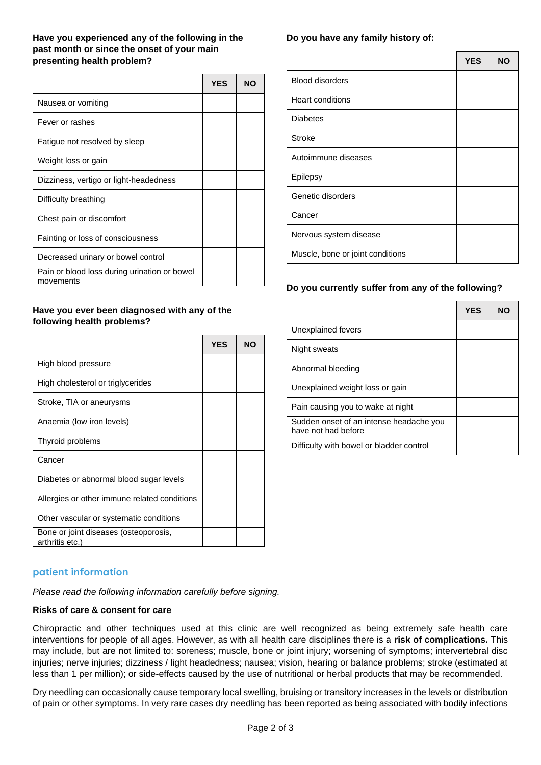**Have you experienced any of the following in the past month or since the onset of your main presenting health problem?**

| | YES | NO |
|---|---|---|
| Nausea or vomiting | | |
| Fever or rashes | | |
| Fatigue not resolved by sleep | | |
| Weight loss or gain | | |
| Dizziness, vertigo or light-headedness | | |
| Difficulty breathing | | |
| Chest pain or discomfort | | |
| Fainting or loss of consciousness | | |
| Decreased urinary or bowel control | | |
| Pain or blood loss during urination or bowel movements | | |

**Have you ever been diagnosed with any of the following health problems?**

| | YES | NO |
|---|---|---|
| High blood pressure | | |
| High cholesterol or triglycerides | | |
| Stroke, TIA or aneurysms | | |
| Anaemia (low iron levels) | | |
| Thyroid problems | | |
| Cancer | | |
| Diabetes or abnormal blood sugar levels | | |
| Allergies or other immune related conditions | | |
| Other vascular or systematic conditions | | |
| Bone or joint diseases (osteoporosis, arthritis etc.) | | |

**Do you have any family history of:**

| | YES | NO |
|---|---|---|
| Blood disorders | | |
| Heart conditions | | |
| Diabetes | | |
| Stroke | | |
| Autoimmune diseases | | |
| Epilepsy | | |
| Genetic disorders | | |
| Cancer | | |
| Nervous system disease | | |
| Muscle, bone or joint conditions | | |

**Do you currently suffer from any of the following?**

| | YES | NO |
|---|---|---|
| Unexplained fevers | | |
| Night sweats | | |
| Abnormal bleeding | | |
| Unexplained weight loss or gain | | |
| Pain causing you to wake at night | | |
| Sudden onset of an intense headache you have not had before | | |
| Difficulty with bowel or bladder control | | |

## patient information

*Please read the following information carefully before signing.*

**Risks of care & consent for care**

Chiropractic and other techniques used at this clinic are well recognized as being extremely safe health care interventions for people of all ages. However, as with all health care disciplines there is a **risk of complications.** This may include, but are not limited to: soreness; muscle, bone or joint injury; worsening of symptoms; intervertebral disc injuries; nerve injuries; dizziness / light headedness; nausea; vision, hearing or balance problems; stroke (estimated at less than 1 per million); or side-effects caused by the use of nutritional or herbal products that may be recommended.

Dry needling can occasionally cause temporary local swelling, bruising or transitory increases in the levels or distribution of pain or other symptoms. In very rare cases dry needling has been reported as being associated with bodily infections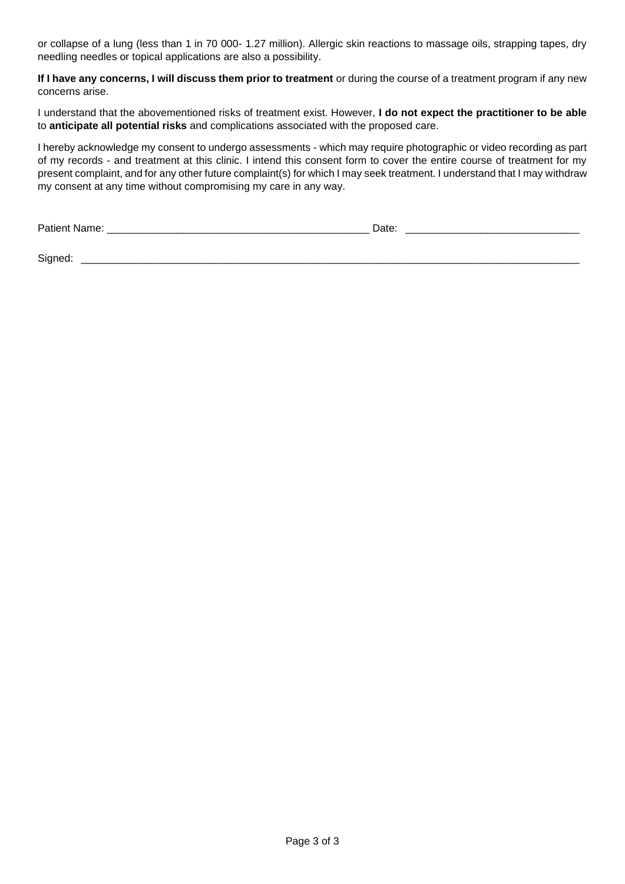or collapse of a lung (less than 1 in 70 000- 1.27 million). Allergic skin reactions to massage oils, strapping tapes, dry needling needles or topical applications are also a possibility.

**If I have any concerns, I will discuss them prior to treatment** or during the course of a treatment program if any new concerns arise.

I understand that the abovementioned risks of treatment exist. However, **I do not expect the practitioner to be able** to **anticipate all potential risks** and complications associated with the proposed care.

I hereby acknowledge my consent to undergo assessments - which may require photographic or video recording as part of my records - and treatment at this clinic. I intend this consent form to cover the entire course of treatment for my present complaint, and for any other future complaint(s) for which I may seek treatment. I understand that I may withdraw my consent at any time without compromising my care in any way.

Patient Name: _______________________________________________ Date: ______________________________

Signed: _____________________________________________________________________________________